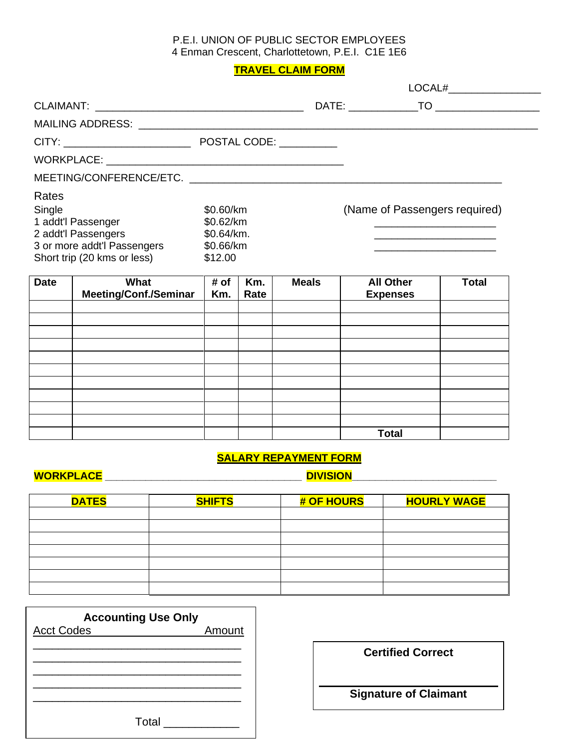P.E.I. UNION OF PUBLIC SECTOR EMPLOYEES
4 Enman Crescent, Charlottetown, P.E.I. C1E 1E6

## TRAVEL CLAIM FORM

LOCAL#________________

CLAIMANT: ____________________________________ DATE: ____________TO __________________

MAILING ADDRESS: ______________________________________________________________________

CITY: ______________________ POSTAL CODE: __________

WORKPLACE: __________________________________________

MEETING/CONFERENCE/ETC. ______________________________________________________

Rates

| | |
|---|---|
| Single | $0.60/km |
| 1 addt'l Passenger | $0.62/km |
| 2 addt'l Passengers | $0.64/km. |
| 3 or more addt'l Passengers | $0.66/km |
| Short trip (20 kms or less) | $12.00 |

(Name of Passengers required)
_____________________
_____________________
_____________________

| Date | What Meeting/Conf./Seminar | # of Km. | Km. Rate | Meals | All Other Expenses | Total |
|---|---|---|---|---|---|---|
| | | | | | | |
| | | | | | | |
| | | | | | | |
| | | | | | | |
| | | | | | | |
| | | | | | | |
| | | | | | | |
| | | | | | | |
| | | | | | | |
| | | | | | | |
| | | | | | **Total** | |

## SALARY REPAYMENT FORM

**WORKPLACE** __________________________________ **DIVISION**_________________________

| DATES | SHIFTS | # OF HOURS | HOURLY WAGE |
|---|---|---|---|
| | | | |
| | | | |
| | | | |
| | | | |
| | | | |
| | | | |
| | | | |

**Accounting Use Only**

| Acct Codes | Amount |
|---|---|
| | |
| | |
| | |
| | |
| | |

Total ____________

**Certified Correct**

_________________________
**Signature of Claimant**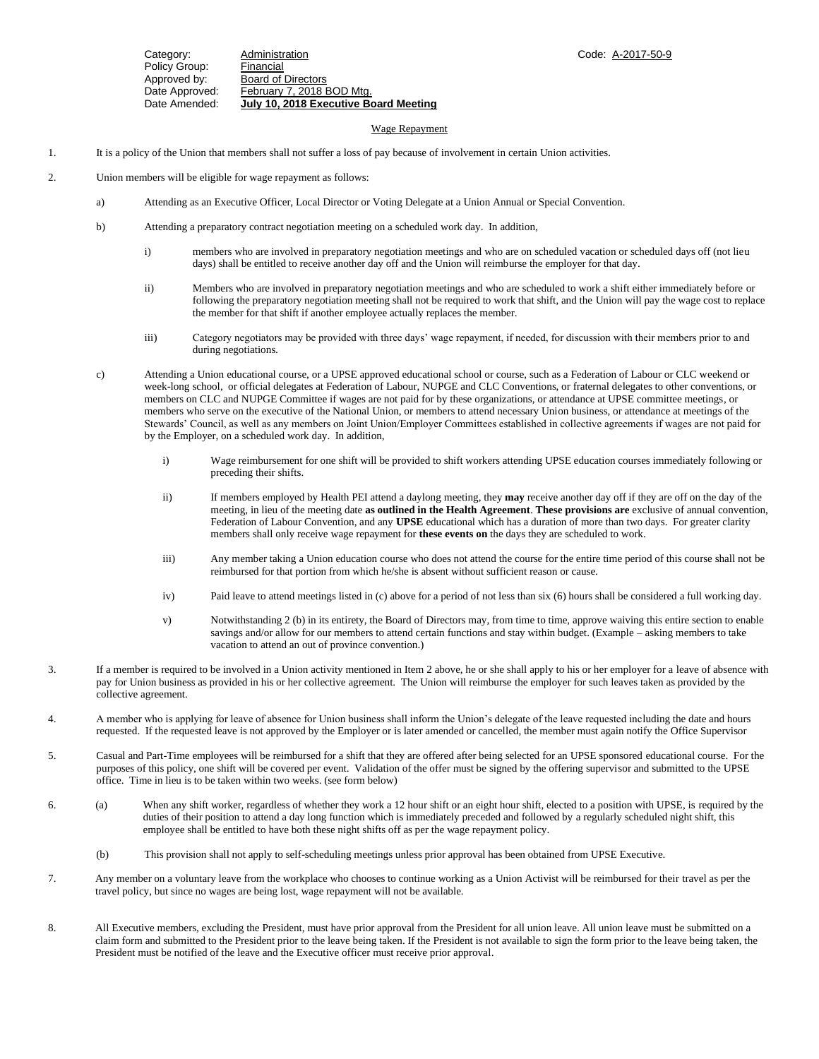Category: Administration
Policy Group: Financial
Approved by: Board of Directors
Date Approved: February 7, 2018 BOD Mtg.
Date Amended: **July 10, 2018 Executive Board Meeting**

Code: A-2017-50-9

## Wage Repayment

1. It is a policy of the Union that members shall not suffer a loss of pay because of involvement in certain Union activities.

2. Union members will be eligible for wage repayment as follows:

   a) Attending as an Executive Officer, Local Director or Voting Delegate at a Union Annual or Special Convention.

   b) Attending a preparatory contract negotiation meeting on a scheduled work day. In addition,

      i) members who are involved in preparatory negotiation meetings and who are on scheduled vacation or scheduled days off (not lieu days) shall be entitled to receive another day off and the Union will reimburse the employer for that day.

      ii) Members who are involved in preparatory negotiation meetings and who are scheduled to work a shift either immediately before or following the preparatory negotiation meeting shall not be required to work that shift, and the Union will pay the wage cost to replace the member for that shift if another employee actually replaces the member.

      iii) Category negotiators may be provided with three days' wage repayment, if needed, for discussion with their members prior to and during negotiations.

   c) Attending a Union educational course, or a UPSE approved educational school or course, such as a Federation of Labour or CLC weekend or week-long school, or official delegates at Federation of Labour, NUPGE and CLC Conventions, or fraternal delegates to other conventions, or members on CLC and NUPGE Committee if wages are not paid for by these organizations, or attendance at UPSE committee meetings, or members who serve on the executive of the National Union, or members to attend necessary Union business, or attendance at meetings of the Stewards' Council, as well as any members on Joint Union/Employer Committees established in collective agreements if wages are not paid for by the Employer, on a scheduled work day. In addition,

      i) Wage reimbursement for one shift will be provided to shift workers attending UPSE education courses immediately following or preceding their shifts.

      ii) If members employed by Health PEI attend a daylong meeting, they **may** receive another day off if they are off on the day of the meeting, in lieu of the meeting date **as outlined in the Health Agreement**. **These provisions are** exclusive of annual convention, Federation of Labour Convention, and any **UPSE** educational which has a duration of more than two days. For greater clarity members shall only receive wage repayment for **these events on** the days they are scheduled to work.

      iii) Any member taking a Union education course who does not attend the course for the entire time period of this course shall not be reimbursed for that portion from which he/she is absent without sufficient reason or cause.

      iv) Paid leave to attend meetings listed in (c) above for a period of not less than six (6) hours shall be considered a full working day.

      v) Notwithstanding 2 (b) in its entirety, the Board of Directors may, from time to time, approve waiving this entire section to enable savings and/or allow for our members to attend certain functions and stay within budget. (Example – asking members to take vacation to attend an out of province convention.)

3. If a member is required to be involved in a Union activity mentioned in Item 2 above, he or she shall apply to his or her employer for a leave of absence with pay for Union business as provided in his or her collective agreement. The Union will reimburse the employer for such leaves taken as provided by the collective agreement.

4. A member who is applying for leave of absence for Union business shall inform the Union's delegate of the leave requested including the date and hours requested. If the requested leave is not approved by the Employer or is later amended or cancelled, the member must again notify the Office Supervisor

5. Casual and Part-Time employees will be reimbursed for a shift that they are offered after being selected for an UPSE sponsored educational course. For the purposes of this policy, one shift will be covered per event. Validation of the offer must be signed by the offering supervisor and submitted to the UPSE office. Time in lieu is to be taken within two weeks. (see form below)

6. (a) When any shift worker, regardless of whether they work a 12 hour shift or an eight hour shift, elected to a position with UPSE, is required by the duties of their position to attend a day long function which is immediately preceded and followed by a regularly scheduled night shift, this employee shall be entitled to have both these night shifts off as per the wage repayment policy.

   (b) This provision shall not apply to self-scheduling meetings unless prior approval has been obtained from UPSE Executive.

7. Any member on a voluntary leave from the workplace who chooses to continue working as a Union Activist will be reimbursed for their travel as per the travel policy, but since no wages are being lost, wage repayment will not be available.

8. All Executive members, excluding the President, must have prior approval from the President for all union leave. All union leave must be submitted on a claim form and submitted to the President prior to the leave being taken. If the President is not available to sign the form prior to the leave being taken, the President must be notified of the leave and the Executive officer must receive prior approval.